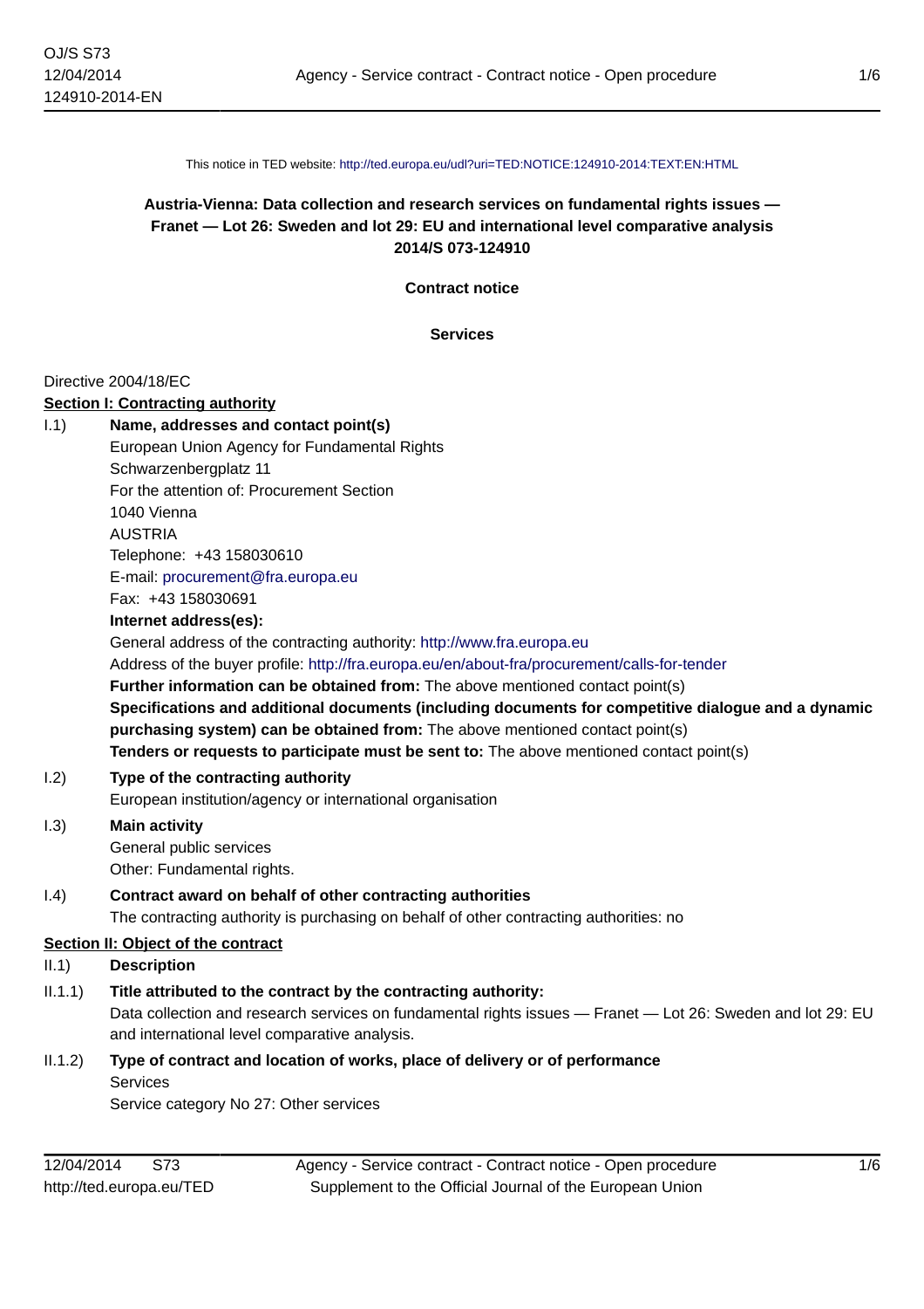This notice in TED website: http://ted.europa.eu/udl?uri=TED:NOTICE:124910-2014:TEXT:EN:HTML

**Austria-Vienna: Data collection and research services on fundamental rights issues — Franet — Lot 26: Sweden and lot 29: EU and international level comparative analysis**
**2014/S 073-124910**

**Contract notice**

**Services**

Directive 2004/18/EC

**Section I: Contracting authority**

I.1) **Name, addresses and contact point(s)**

European Union Agency for Fundamental Rights
Schwarzenbergplatz 11
For the attention of: Procurement Section
1040 Vienna
AUSTRIA
Telephone: +43 158030610
E-mail: procurement@fra.europa.eu
Fax: +43 158030691

**Internet address(es):**

General address of the contracting authority: http://www.fra.europa.eu

Address of the buyer profile: http://fra.europa.eu/en/about-fra/procurement/calls-for-tender

**Further information can be obtained from:** The above mentioned contact point(s)

**Specifications and additional documents (including documents for competitive dialogue and a dynamic purchasing system) can be obtained from:** The above mentioned contact point(s)

**Tenders or requests to participate must be sent to:** The above mentioned contact point(s)

I.2) **Type of the contracting authority**

European institution/agency or international organisation

I.3) **Main activity**

General public services
Other: Fundamental rights.

I.4) **Contract award on behalf of other contracting authorities**

The contracting authority is purchasing on behalf of other contracting authorities: no

**Section II: Object of the contract**

II.1) **Description**

II.1.1) **Title attributed to the contract by the contracting authority:**

Data collection and research services on fundamental rights issues — Franet — Lot 26: Sweden and lot 29: EU and international level comparative analysis.

II.1.2) **Type of contract and location of works, place of delivery or of performance**

Services
Service category No 27: Other services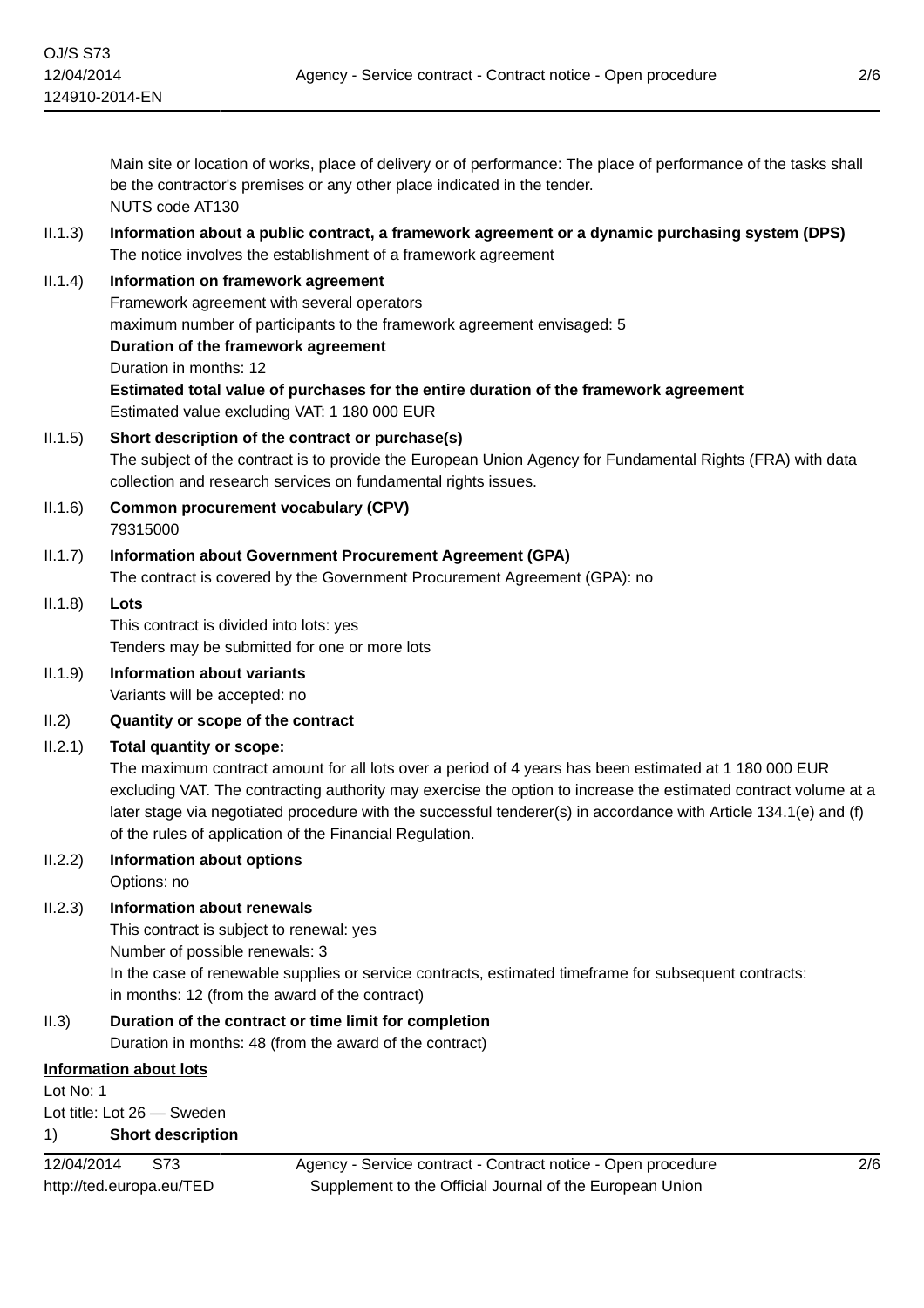Main site or location of works, place of delivery or of performance: The place of performance of the tasks shall be the contractor's premises or any other place indicated in the tender.
NUTS code AT130

II.1.3) **Information about a public contract, a framework agreement or a dynamic purchasing system (DPS)**
The notice involves the establishment of a framework agreement

II.1.4) **Information on framework agreement**
Framework agreement with several operators
maximum number of participants to the framework agreement envisaged: 5
**Duration of the framework agreement**
Duration in months: 12
**Estimated total value of purchases for the entire duration of the framework agreement**
Estimated value excluding VAT: 1 180 000 EUR

II.1.5) **Short description of the contract or purchase(s)**
The subject of the contract is to provide the European Union Agency for Fundamental Rights (FRA) with data collection and research services on fundamental rights issues.

II.1.6) **Common procurement vocabulary (CPV)**
79315000

II.1.7) **Information about Government Procurement Agreement (GPA)**
The contract is covered by the Government Procurement Agreement (GPA): no

II.1.8) **Lots**
This contract is divided into lots: yes
Tenders may be submitted for one or more lots

II.1.9) **Information about variants**
Variants will be accepted: no

II.2) **Quantity or scope of the contract**

II.2.1) **Total quantity or scope:**
The maximum contract amount for all lots over a period of 4 years has been estimated at 1 180 000 EUR excluding VAT. The contracting authority may exercise the option to increase the estimated contract volume at a later stage via negotiated procedure with the successful tenderer(s) in accordance with Article 134.1(e) and (f) of the rules of application of the Financial Regulation.

II.2.2) **Information about options**
Options: no

II.2.3) **Information about renewals**
This contract is subject to renewal: yes
Number of possible renewals: 3
In the case of renewable supplies or service contracts, estimated timeframe for subsequent contracts:
in months: 12 (from the award of the contract)

II.3) **Duration of the contract or time limit for completion**
Duration in months: 48 (from the award of the contract)

**Information about lots**

Lot No: 1
Lot title: Lot 26 — Sweden

1) **Short description**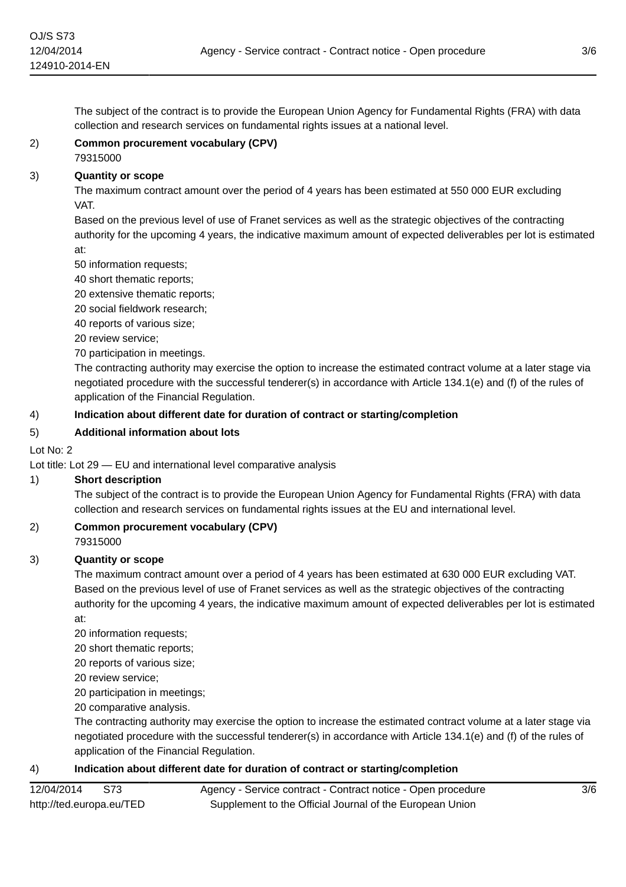The subject of the contract is to provide the European Union Agency for Fundamental Rights (FRA) with data collection and research services on fundamental rights issues at a national level.

2) **Common procurement vocabulary (CPV)**
79315000

3) **Quantity or scope**
The maximum contract amount over the period of 4 years has been estimated at 550 000 EUR excluding VAT.
Based on the previous level of use of Franet services as well as the strategic objectives of the contracting authority for the upcoming 4 years, the indicative maximum amount of expected deliverables per lot is estimated at:
50 information requests;
40 short thematic reports;
20 extensive thematic reports;
20 social fieldwork research;
40 reports of various size;
20 review service;
70 participation in meetings.
The contracting authority may exercise the option to increase the estimated contract volume at a later stage via negotiated procedure with the successful tenderer(s) in accordance with Article 134.1(e) and (f) of the rules of application of the Financial Regulation.

4) **Indication about different date for duration of contract or starting/completion**

5) **Additional information about lots**

Lot No: 2
Lot title: Lot 29 — EU and international level comparative analysis

1) **Short description**
The subject of the contract is to provide the European Union Agency for Fundamental Rights (FRA) with data collection and research services on fundamental rights issues at the EU and international level.

2) **Common procurement vocabulary (CPV)**
79315000

3) **Quantity or scope**
The maximum contract amount over a period of 4 years has been estimated at 630 000 EUR excluding VAT.
Based on the previous level of use of Franet services as well as the strategic objectives of the contracting authority for the upcoming 4 years, the indicative maximum amount of expected deliverables per lot is estimated at:
20 information requests;
20 short thematic reports;
20 reports of various size;
20 review service;
20 participation in meetings;
20 comparative analysis.
The contracting authority may exercise the option to increase the estimated contract volume at a later stage via negotiated procedure with the successful tenderer(s) in accordance with Article 134.1(e) and (f) of the rules of application of the Financial Regulation.

4) **Indication about different date for duration of contract or starting/completion**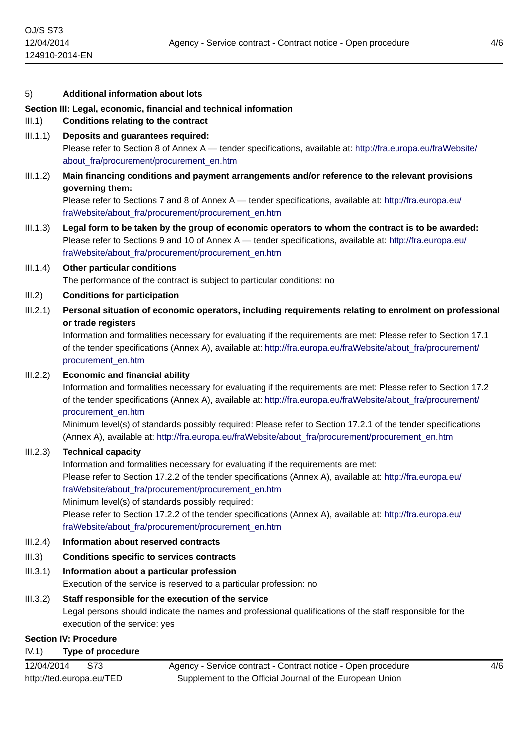5) **Additional information about lots**

**Section III: Legal, economic, financial and technical information**

III.1) **Conditions relating to the contract**

III.1.1) **Deposits and guarantees required:**

Please refer to Section 8 of Annex A — tender specifications, available at: http://fra.europa.eu/fraWebsite/about_fra/procurement/procurement_en.htm

III.1.2) **Main financing conditions and payment arrangements and/or reference to the relevant provisions governing them:**

Please refer to Sections 7 and 8 of Annex A — tender specifications, available at: http://fra.europa.eu/fraWebsite/about_fra/procurement/procurement_en.htm

III.1.3) **Legal form to be taken by the group of economic operators to whom the contract is to be awarded:**

Please refer to Sections 9 and 10 of Annex A — tender specifications, available at: http://fra.europa.eu/fraWebsite/about_fra/procurement/procurement_en.htm

III.1.4) **Other particular conditions**

The performance of the contract is subject to particular conditions: no

III.2) **Conditions for participation**

III.2.1) **Personal situation of economic operators, including requirements relating to enrolment on professional or trade registers**

Information and formalities necessary for evaluating if the requirements are met: Please refer to Section 17.1 of the tender specifications (Annex A), available at: http://fra.europa.eu/fraWebsite/about_fra/procurement/procurement_en.htm

III.2.2) **Economic and financial ability**

Information and formalities necessary for evaluating if the requirements are met: Please refer to Section 17.2 of the tender specifications (Annex A), available at: http://fra.europa.eu/fraWebsite/about_fra/procurement/procurement_en.htm

Minimum level(s) of standards possibly required: Please refer to Section 17.2.1 of the tender specifications (Annex A), available at: http://fra.europa.eu/fraWebsite/about_fra/procurement/procurement_en.htm

III.2.3) **Technical capacity**

Information and formalities necessary for evaluating if the requirements are met:

Please refer to Section 17.2.2 of the tender specifications (Annex A), available at: http://fra.europa.eu/fraWebsite/about_fra/procurement/procurement_en.htm

Minimum level(s) of standards possibly required:

Please refer to Section 17.2.2 of the tender specifications (Annex A), available at: http://fra.europa.eu/fraWebsite/about_fra/procurement/procurement_en.htm

III.2.4) **Information about reserved contracts**

III.3) **Conditions specific to services contracts**

III.3.1) **Information about a particular profession**

Execution of the service is reserved to a particular profession: no

III.3.2) **Staff responsible for the execution of the service**

Legal persons should indicate the names and professional qualifications of the staff responsible for the execution of the service: yes

**Section IV: Procedure**

IV.1) **Type of procedure**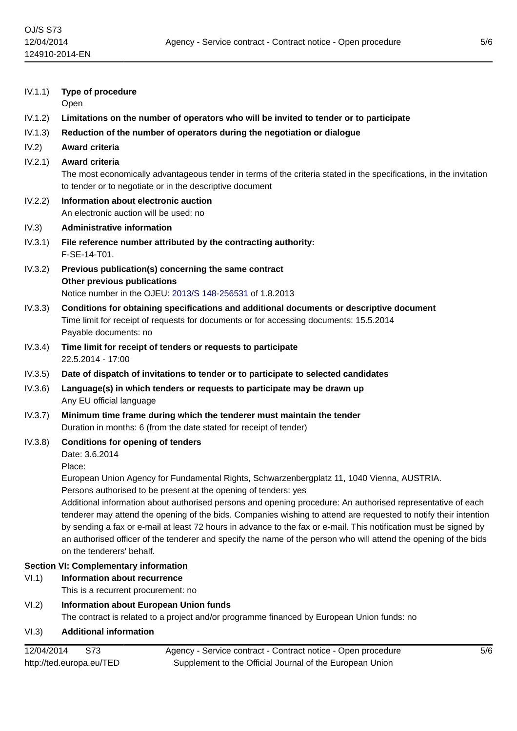IV.1.1) **Type of procedure**
Open

IV.1.2) **Limitations on the number of operators who will be invited to tender or to participate**

IV.1.3) **Reduction of the number of operators during the negotiation or dialogue**

IV.2) **Award criteria**

IV.2.1) **Award criteria**
The most economically advantageous tender in terms of the criteria stated in the specifications, in the invitation to tender or to negotiate or in the descriptive document

IV.2.2) **Information about electronic auction**
An electronic auction will be used: no

IV.3) **Administrative information**

IV.3.1) **File reference number attributed by the contracting authority:**
F-SE-14-T01.

IV.3.2) **Previous publication(s) concerning the same contract**
**Other previous publications**
Notice number in the OJEU: 2013/S 148-256531 of 1.8.2013

IV.3.3) **Conditions for obtaining specifications and additional documents or descriptive document**
Time limit for receipt of requests for documents or for accessing documents: 15.5.2014
Payable documents: no

IV.3.4) **Time limit for receipt of tenders or requests to participate**
22.5.2014 - 17:00

IV.3.5) **Date of dispatch of invitations to tender or to participate to selected candidates**

IV.3.6) **Language(s) in which tenders or requests to participate may be drawn up**
Any EU official language

IV.3.7) **Minimum time frame during which the tenderer must maintain the tender**
Duration in months: 6 (from the date stated for receipt of tender)

IV.3.8) **Conditions for opening of tenders**
Date: 3.6.2014
Place:
European Union Agency for Fundamental Rights, Schwarzenbergplatz 11, 1040 Vienna, AUSTRIA.
Persons authorised to be present at the opening of tenders: yes
Additional information about authorised persons and opening procedure: An authorised representative of each tenderer may attend the opening of the bids. Companies wishing to attend are requested to notify their intention by sending a fax or e-mail at least 72 hours in advance to the fax or e-mail. This notification must be signed by an authorised officer of the tenderer and specify the name of the person who will attend the opening of the bids on the tenderers' behalf.

## Section VI: Complementary information

VI.1) **Information about recurrence**
This is a recurrent procurement: no

VI.2) **Information about European Union funds**
The contract is related to a project and/or programme financed by European Union funds: no

VI.3) **Additional information**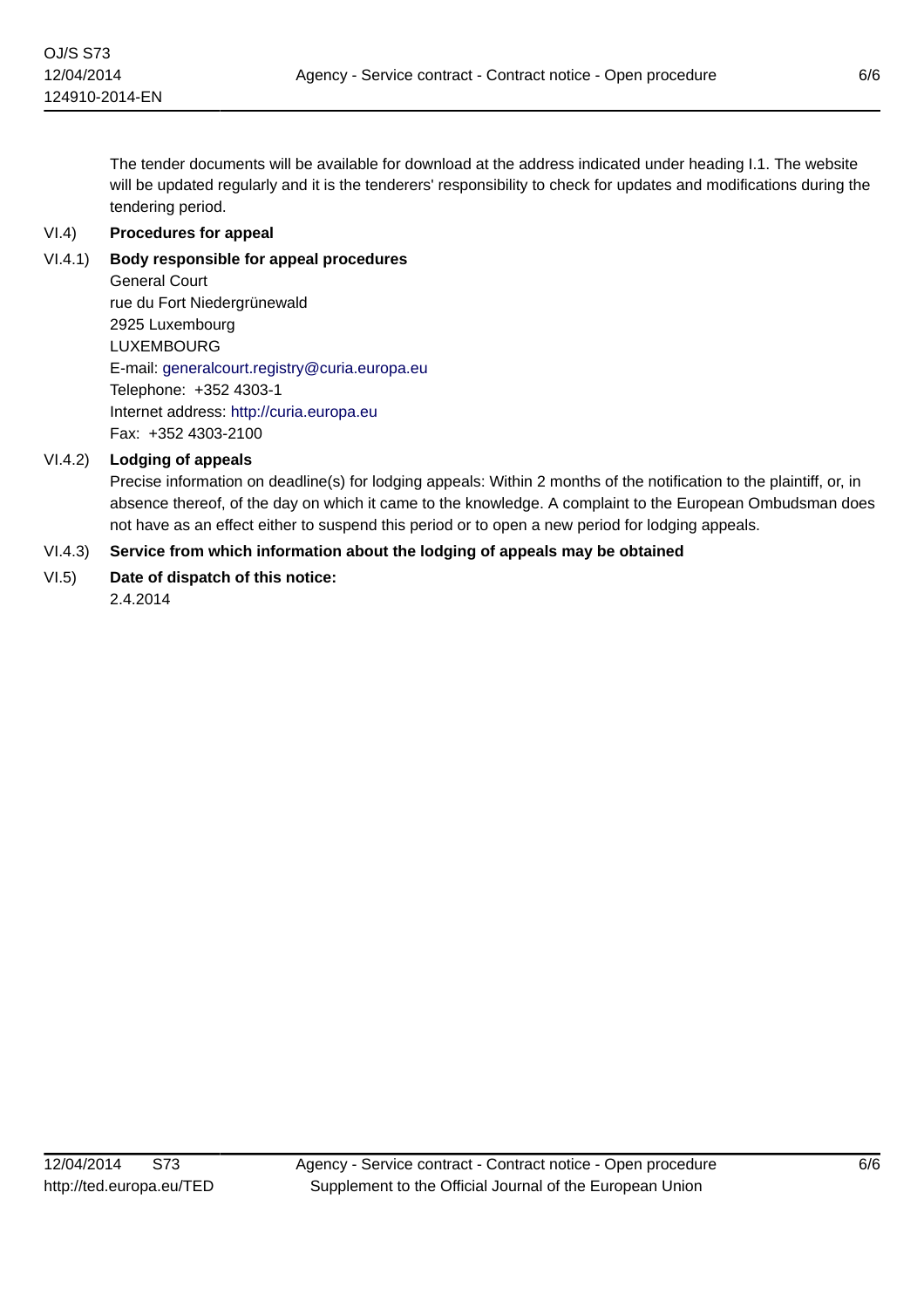The tender documents will be available for download at the address indicated under heading I.1. The website will be updated regularly and it is the tenderers' responsibility to check for updates and modifications during the tendering period.

**VI.4) Procedures for appeal**

**VI.4.1) Body responsible for appeal procedures**

General Court
rue du Fort Niedergrünewald
2925 Luxembourg
LUXEMBOURG
E-mail: generalcourt.registry@curia.europa.eu
Telephone: +352 4303-1
Internet address: http://curia.europa.eu
Fax: +352 4303-2100

**VI.4.2) Lodging of appeals**

Precise information on deadline(s) for lodging appeals: Within 2 months of the notification to the plaintiff, or, in absence thereof, of the day on which it came to the knowledge. A complaint to the European Ombudsman does not have as an effect either to suspend this period or to open a new period for lodging appeals.

**VI.4.3) Service from which information about the lodging of appeals may be obtained**

**VI.5) Date of dispatch of this notice:**

2.4.2014